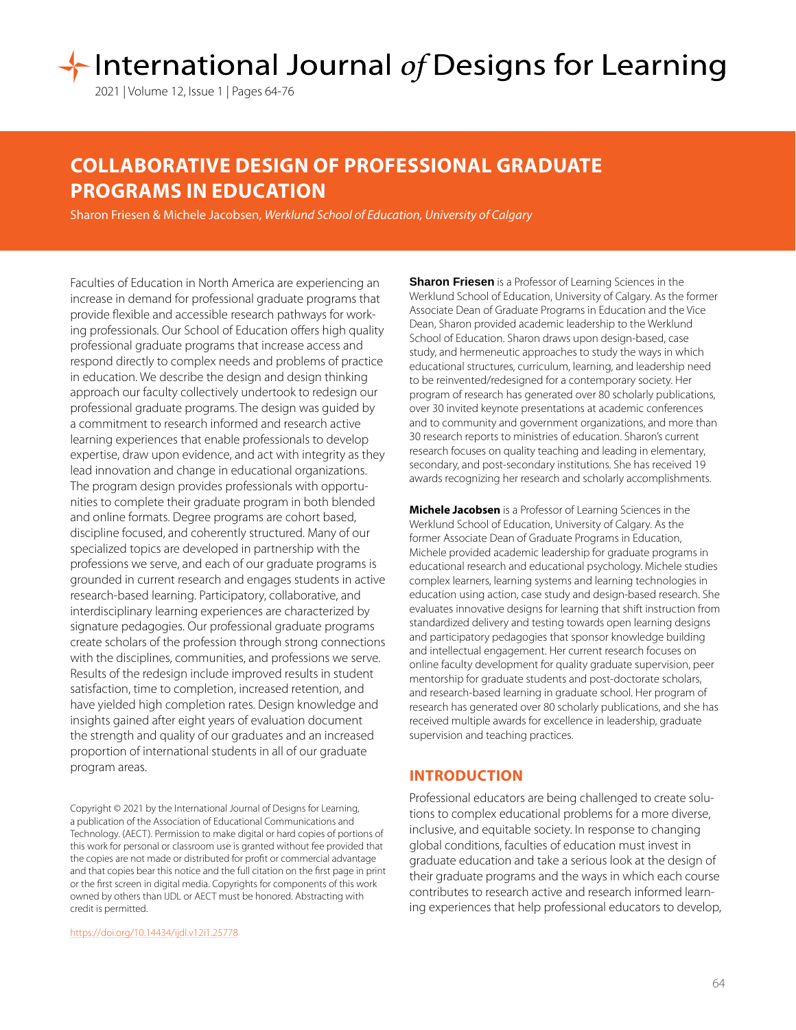# COLLABORATIVE DESIGN OF PROFESSIONAL GRADUATE PROGRAMS IN EDUCATION

Sharon Friesen & Michele Jacobsen, *Werklund School of Education, University of Calgary*

Faculties of Education in North America are experiencing an increase in demand for professional graduate programs that provide flexible and accessible research pathways for working professionals. Our School of Education offers high quality professional graduate programs that increase access and respond directly to complex needs and problems of practice in education. We describe the design and design thinking approach our faculty collectively undertook to redesign our professional graduate programs. The design was guided by a commitment to research informed and research active learning experiences that enable professionals to develop expertise, draw upon evidence, and act with integrity as they lead innovation and change in educational organizations. The program design provides professionals with opportunities to complete their graduate program in both blended and online formats. Degree programs are cohort based, discipline focused, and coherently structured. Many of our specialized topics are developed in partnership with the professions we serve, and each of our graduate programs is grounded in current research and engages students in active research-based learning. Participatory, collaborative, and interdisciplinary learning experiences are characterized by signature pedagogies. Our professional graduate programs create scholars of the profession through strong connections with the disciplines, communities, and professions we serve. Results of the redesign include improved results in student satisfaction, time to completion, increased retention, and have yielded high completion rates. Design knowledge and insights gained after eight years of evaluation document the strength and quality of our graduates and an increased proportion of international students in all of our graduate program areas.

Copyright © 2021 by the International Journal of Designs for Learning, a publication of the Association of Educational Communications and Technology. (AECT). Permission to make digital or hard copies of portions of this work for personal or classroom use is granted without fee provided that the copies are not made or distributed for profit or commercial advantage and that copies bear this notice and the full citation on the first page in print or the first screen in digital media. Copyrights for components of this work owned by others than IJDL or AECT must be honored. Abstracting with credit is permitted.

https://doi.org/10.14434/ijdl.v12i1.25778

**Sharon Friesen** is a Professor of Learning Sciences in the Werklund School of Education, University of Calgary. As the former Associate Dean of Graduate Programs in Education and the Vice Dean, Sharon provided academic leadership to the Werklund School of Education. Sharon draws upon design-based, case study, and hermeneutic approaches to study the ways in which educational structures, curriculum, learning, and leadership need to be reinvented/redesigned for a contemporary society. Her program of research has generated over 80 scholarly publications, over 30 invited keynote presentations at academic conferences and to community and government organizations, and more than 30 research reports to ministries of education. Sharon's current research focuses on quality teaching and leading in elementary, secondary, and post-secondary institutions. She has received 19 awards recognizing her research and scholarly accomplishments.

**Michele Jacobsen** is a Professor of Learning Sciences in the Werklund School of Education, University of Calgary. As the former Associate Dean of Graduate Programs in Education, Michele provided academic leadership for graduate programs in educational research and educational psychology. Michele studies complex learners, learning systems and learning technologies in education using action, case study and design-based research. She evaluates innovative designs for learning that shift instruction from standardized delivery and testing towards open learning designs and participatory pedagogies that sponsor knowledge building and intellectual engagement. Her current research focuses on online faculty development for quality graduate supervision, peer mentorship for graduate students and post-doctorate scholars, and research-based learning in graduate school. Her program of research has generated over 80 scholarly publications, and she has received multiple awards for excellence in leadership, graduate supervision and teaching practices.

## INTRODUCTION

Professional educators are being challenged to create solutions to complex educational problems for a more diverse, inclusive, and equitable society. In response to changing global conditions, faculties of education must invest in graduate education and take a serious look at the design of their graduate programs and the ways in which each course contributes to research active and research informed learning experiences that help professional educators to develop,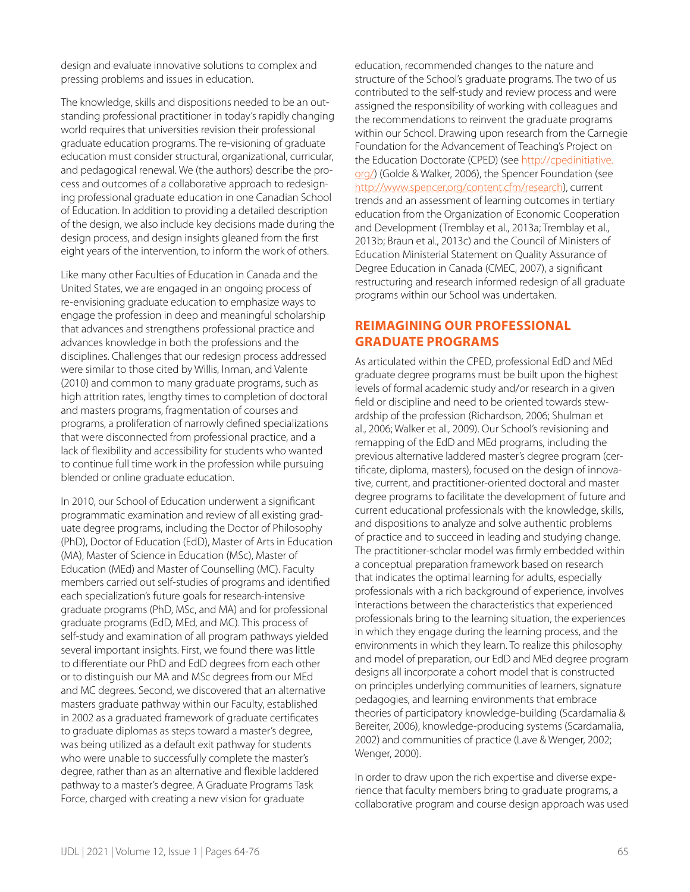design and evaluate innovative solutions to complex and pressing problems and issues in education.

The knowledge, skills and dispositions needed to be an outstanding professional practitioner in today's rapidly changing world requires that universities revision their professional graduate education programs. The re-visioning of graduate education must consider structural, organizational, curricular, and pedagogical renewal. We (the authors) describe the process and outcomes of a collaborative approach to redesigning professional graduate education in one Canadian School of Education. In addition to providing a detailed description of the design, we also include key decisions made during the design process, and design insights gleaned from the first eight years of the intervention, to inform the work of others.

Like many other Faculties of Education in Canada and the United States, we are engaged in an ongoing process of re-envisioning graduate education to emphasize ways to engage the profession in deep and meaningful scholarship that advances and strengthens professional practice and advances knowledge in both the professions and the disciplines. Challenges that our redesign process addressed were similar to those cited by Willis, Inman, and Valente (2010) and common to many graduate programs, such as high attrition rates, lengthy times to completion of doctoral and masters programs, fragmentation of courses and programs, a proliferation of narrowly defined specializations that were disconnected from professional practice, and a lack of flexibility and accessibility for students who wanted to continue full time work in the profession while pursuing blended or online graduate education.

In 2010, our School of Education underwent a significant programmatic examination and review of all existing graduate degree programs, including the Doctor of Philosophy (PhD), Doctor of Education (EdD), Master of Arts in Education (MA), Master of Science in Education (MSc), Master of Education (MEd) and Master of Counselling (MC). Faculty members carried out self-studies of programs and identified each specialization's future goals for research-intensive graduate programs (PhD, MSc, and MA) and for professional graduate programs (EdD, MEd, and MC). This process of self-study and examination of all program pathways yielded several important insights. First, we found there was little to differentiate our PhD and EdD degrees from each other or to distinguish our MA and MSc degrees from our MEd and MC degrees. Second, we discovered that an alternative masters graduate pathway within our Faculty, established in 2002 as a graduated framework of graduate certificates to graduate diplomas as steps toward a master's degree, was being utilized as a default exit pathway for students who were unable to successfully complete the master's degree, rather than as an alternative and flexible laddered pathway to a master's degree. A Graduate Programs Task Force, charged with creating a new vision for graduate education, recommended changes to the nature and structure of the School's graduate programs. The two of us contributed to the self-study and review process and were assigned the responsibility of working with colleagues and the recommendations to reinvent the graduate programs within our School. Drawing upon research from the Carnegie Foundation for the Advancement of Teaching's Project on the Education Doctorate (CPED) (see http://cpedinitiative.org/) (Golde & Walker, 2006), the Spencer Foundation (see http://www.spencer.org/content.cfm/research), current trends and an assessment of learning outcomes in tertiary education from the Organization of Economic Cooperation and Development (Tremblay et al., 2013a; Tremblay et al., 2013b; Braun et al., 2013c) and the Council of Ministers of Education Ministerial Statement on Quality Assurance of Degree Education in Canada (CMEC, 2007), a significant restructuring and research informed redesign of all graduate programs within our School was undertaken.

## REIMAGINING OUR PROFESSIONAL GRADUATE PROGRAMS

As articulated within the CPED, professional EdD and MEd graduate degree programs must be built upon the highest levels of formal academic study and/or research in a given field or discipline and need to be oriented towards stewardship of the profession (Richardson, 2006; Shulman et al., 2006; Walker et al., 2009). Our School's revisioning and remapping of the EdD and MEd programs, including the previous alternative laddered master's degree program (certificate, diploma, masters), focused on the design of innovative, current, and practitioner-oriented doctoral and master degree programs to facilitate the development of future and current educational professionals with the knowledge, skills, and dispositions to analyze and solve authentic problems of practice and to succeed in leading and studying change. The practitioner-scholar model was firmly embedded within a conceptual preparation framework based on research that indicates the optimal learning for adults, especially professionals with a rich background of experience, involves interactions between the characteristics that experienced professionals bring to the learning situation, the experiences in which they engage during the learning process, and the environments in which they learn. To realize this philosophy and model of preparation, our EdD and MEd degree program designs all incorporate a cohort model that is constructed on principles underlying communities of learners, signature pedagogies, and learning environments that embrace theories of participatory knowledge-building (Scardamalia & Bereiter, 2006), knowledge-producing systems (Scardamalia, 2002) and communities of practice (Lave & Wenger, 2002; Wenger, 2000).

In order to draw upon the rich expertise and diverse experience that faculty members bring to graduate programs, a collaborative program and course design approach was used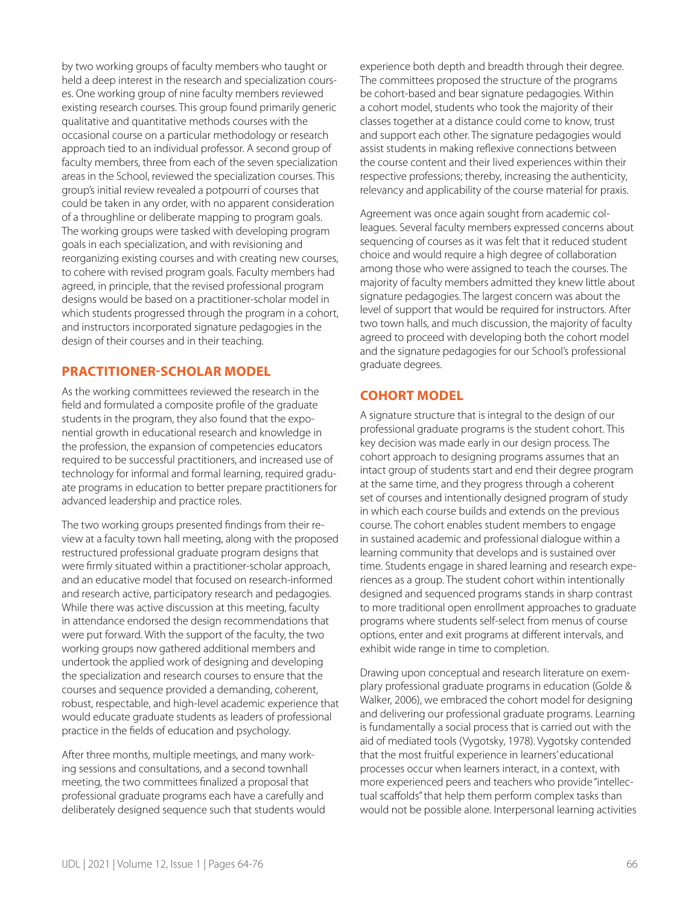by two working groups of faculty members who taught or held a deep interest in the research and specialization courses. One working group of nine faculty members reviewed existing research courses. This group found primarily generic qualitative and quantitative methods courses with the occasional course on a particular methodology or research approach tied to an individual professor. A second group of faculty members, three from each of the seven specialization areas in the School, reviewed the specialization courses. This group's initial review revealed a potpourri of courses that could be taken in any order, with no apparent consideration of a throughline or deliberate mapping to program goals. The working groups were tasked with developing program goals in each specialization, and with revisioning and reorganizing existing courses and with creating new courses, to cohere with revised program goals. Faculty members had agreed, in principle, that the revised professional program designs would be based on a practitioner-scholar model in which students progressed through the program in a cohort, and instructors incorporated signature pedagogies in the design of their courses and in their teaching.

## PRACTITIONER-SCHOLAR MODEL

As the working committees reviewed the research in the field and formulated a composite profile of the graduate students in the program, they also found that the exponential growth in educational research and knowledge in the profession, the expansion of competencies educators required to be successful practitioners, and increased use of technology for informal and formal learning, required graduate programs in education to better prepare practitioners for advanced leadership and practice roles.

The two working groups presented findings from their review at a faculty town hall meeting, along with the proposed restructured professional graduate program designs that were firmly situated within a practitioner-scholar approach, and an educative model that focused on research-informed and research active, participatory research and pedagogies. While there was active discussion at this meeting, faculty in attendance endorsed the design recommendations that were put forward. With the support of the faculty, the two working groups now gathered additional members and undertook the applied work of designing and developing the specialization and research courses to ensure that the courses and sequence provided a demanding, coherent, robust, respectable, and high-level academic experience that would educate graduate students as leaders of professional practice in the fields of education and psychology.

After three months, multiple meetings, and many working sessions and consultations, and a second townhall meeting, the two committees finalized a proposal that professional graduate programs each have a carefully and deliberately designed sequence such that students would experience both depth and breadth through their degree. The committees proposed the structure of the programs be cohort-based and bear signature pedagogies. Within a cohort model, students who took the majority of their classes together at a distance could come to know, trust and support each other. The signature pedagogies would assist students in making reflexive connections between the course content and their lived experiences within their respective professions; thereby, increasing the authenticity, relevancy and applicability of the course material for praxis.

Agreement was once again sought from academic colleagues. Several faculty members expressed concerns about sequencing of courses as it was felt that it reduced student choice and would require a high degree of collaboration among those who were assigned to teach the courses. The majority of faculty members admitted they knew little about signature pedagogies. The largest concern was about the level of support that would be required for instructors. After two town halls, and much discussion, the majority of faculty agreed to proceed with developing both the cohort model and the signature pedagogies for our School's professional graduate degrees.

## COHORT MODEL

A signature structure that is integral to the design of our professional graduate programs is the student cohort. This key decision was made early in our design process. The cohort approach to designing programs assumes that an intact group of students start and end their degree program at the same time, and they progress through a coherent set of courses and intentionally designed program of study in which each course builds and extends on the previous course. The cohort enables student members to engage in sustained academic and professional dialogue within a learning community that develops and is sustained over time. Students engage in shared learning and research experiences as a group. The student cohort within intentionally designed and sequenced programs stands in sharp contrast to more traditional open enrollment approaches to graduate programs where students self-select from menus of course options, enter and exit programs at different intervals, and exhibit wide range in time to completion.

Drawing upon conceptual and research literature on exemplary professional graduate programs in education (Golde & Walker, 2006), we embraced the cohort model for designing and delivering our professional graduate programs. Learning is fundamentally a social process that is carried out with the aid of mediated tools (Vygotsky, 1978). Vygotsky contended that the most fruitful experience in learners' educational processes occur when learners interact, in a context, with more experienced peers and teachers who provide "intellectual scaffolds" that help them perform complex tasks than would not be possible alone. Interpersonal learning activities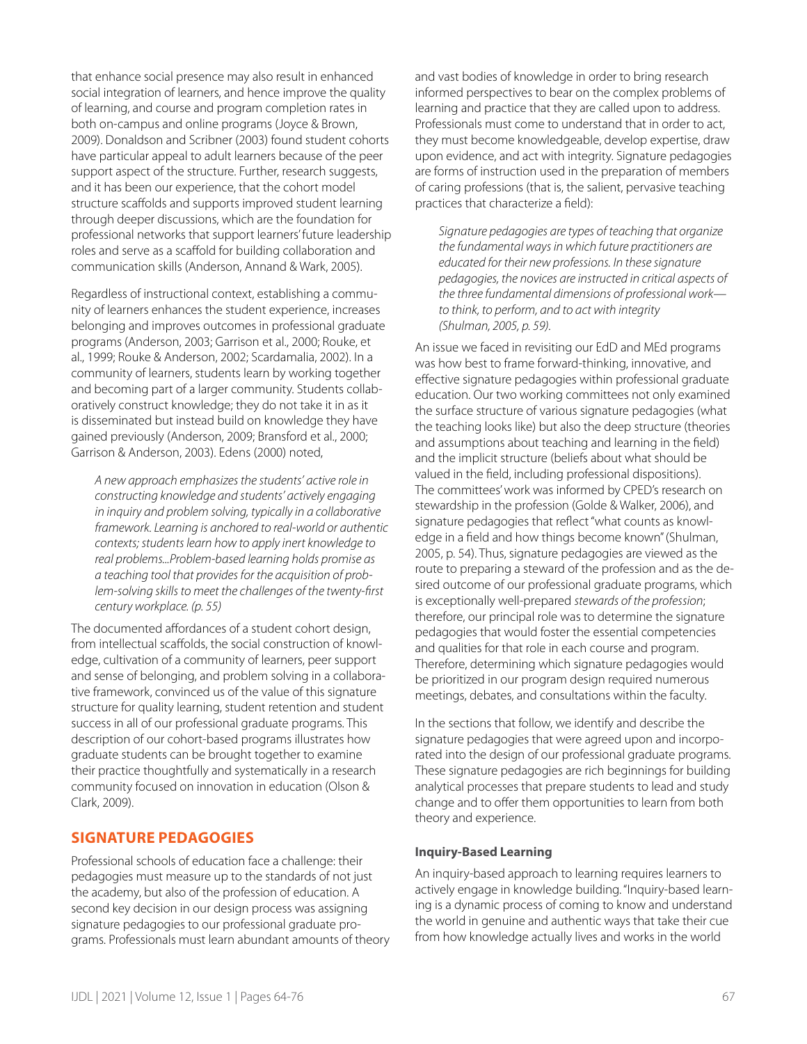that enhance social presence may also result in enhanced social integration of learners, and hence improve the quality of learning, and course and program completion rates in both on-campus and online programs (Joyce & Brown, 2009). Donaldson and Scribner (2003) found student cohorts have particular appeal to adult learners because of the peer support aspect of the structure. Further, research suggests, and it has been our experience, that the cohort model structure scaffolds and supports improved student learning through deeper discussions, which are the foundation for professional networks that support learners' future leadership roles and serve as a scaffold for building collaboration and communication skills (Anderson, Annand & Wark, 2005).

Regardless of instructional context, establishing a community of learners enhances the student experience, increases belonging and improves outcomes in professional graduate programs (Anderson, 2003; Garrison et al., 2000; Rouke, et al., 1999; Rouke & Anderson, 2002; Scardamalia, 2002). In a community of learners, students learn by working together and becoming part of a larger community. Students collaboratively construct knowledge; they do not take it in as it is disseminated but instead build on knowledge they have gained previously (Anderson, 2009; Bransford et al., 2000; Garrison & Anderson, 2003). Edens (2000) noted,

> *A new approach emphasizes the students' active role in constructing knowledge and students' actively engaging in inquiry and problem solving, typically in a collaborative framework. Learning is anchored to real-world or authentic contexts; students learn how to apply inert knowledge to real problems...Problem-based learning holds promise as a teaching tool that provides for the acquisition of problem-solving skills to meet the challenges of the twenty-first century workplace. (p. 55)*

The documented affordances of a student cohort design, from intellectual scaffolds, the social construction of knowledge, cultivation of a community of learners, peer support and sense of belonging, and problem solving in a collaborative framework, convinced us of the value of this signature structure for quality learning, student retention and student success in all of our professional graduate programs. This description of our cohort-based programs illustrates how graduate students can be brought together to examine their practice thoughtfully and systematically in a research community focused on innovation in education (Olson & Clark, 2009).

## SIGNATURE PEDAGOGIES

Professional schools of education face a challenge: their pedagogies must measure up to the standards of not just the academy, but also of the profession of education. A second key decision in our design process was assigning signature pedagogies to our professional graduate programs. Professionals must learn abundant amounts of theory and vast bodies of knowledge in order to bring research informed perspectives to bear on the complex problems of learning and practice that they are called upon to address. Professionals must come to understand that in order to act, they must become knowledgeable, develop expertise, draw upon evidence, and act with integrity. Signature pedagogies are forms of instruction used in the preparation of members of caring professions (that is, the salient, pervasive teaching practices that characterize a field):

> *Signature pedagogies are types of teaching that organize the fundamental ways in which future practitioners are educated for their new professions. In these signature pedagogies, the novices are instructed in critical aspects of the three fundamental dimensions of professional work—to think, to perform, and to act with integrity (Shulman, 2005, p. 59).*

An issue we faced in revisiting our EdD and MEd programs was how best to frame forward-thinking, innovative, and effective signature pedagogies within professional graduate education. Our two working committees not only examined the surface structure of various signature pedagogies (what the teaching looks like) but also the deep structure (theories and assumptions about teaching and learning in the field) and the implicit structure (beliefs about what should be valued in the field, including professional dispositions). The committees' work was informed by CPED's research on stewardship in the profession (Golde & Walker, 2006), and signature pedagogies that reflect "what counts as knowledge in a field and how things become known" (Shulman, 2005, p. 54). Thus, signature pedagogies are viewed as the route to preparing a steward of the profession and as the desired outcome of our professional graduate programs, which is exceptionally well-prepared *stewards of the profession*; therefore, our principal role was to determine the signature pedagogies that would foster the essential competencies and qualities for that role in each course and program. Therefore, determining which signature pedagogies would be prioritized in our program design required numerous meetings, debates, and consultations within the faculty.

In the sections that follow, we identify and describe the signature pedagogies that were agreed upon and incorporated into the design of our professional graduate programs. These signature pedagogies are rich beginnings for building analytical processes that prepare students to lead and study change and to offer them opportunities to learn from both theory and experience.

### Inquiry-Based Learning

An inquiry-based approach to learning requires learners to actively engage in knowledge building. "Inquiry-based learning is a dynamic process of coming to know and understand the world in genuine and authentic ways that take their cue from how knowledge actually lives and works in the world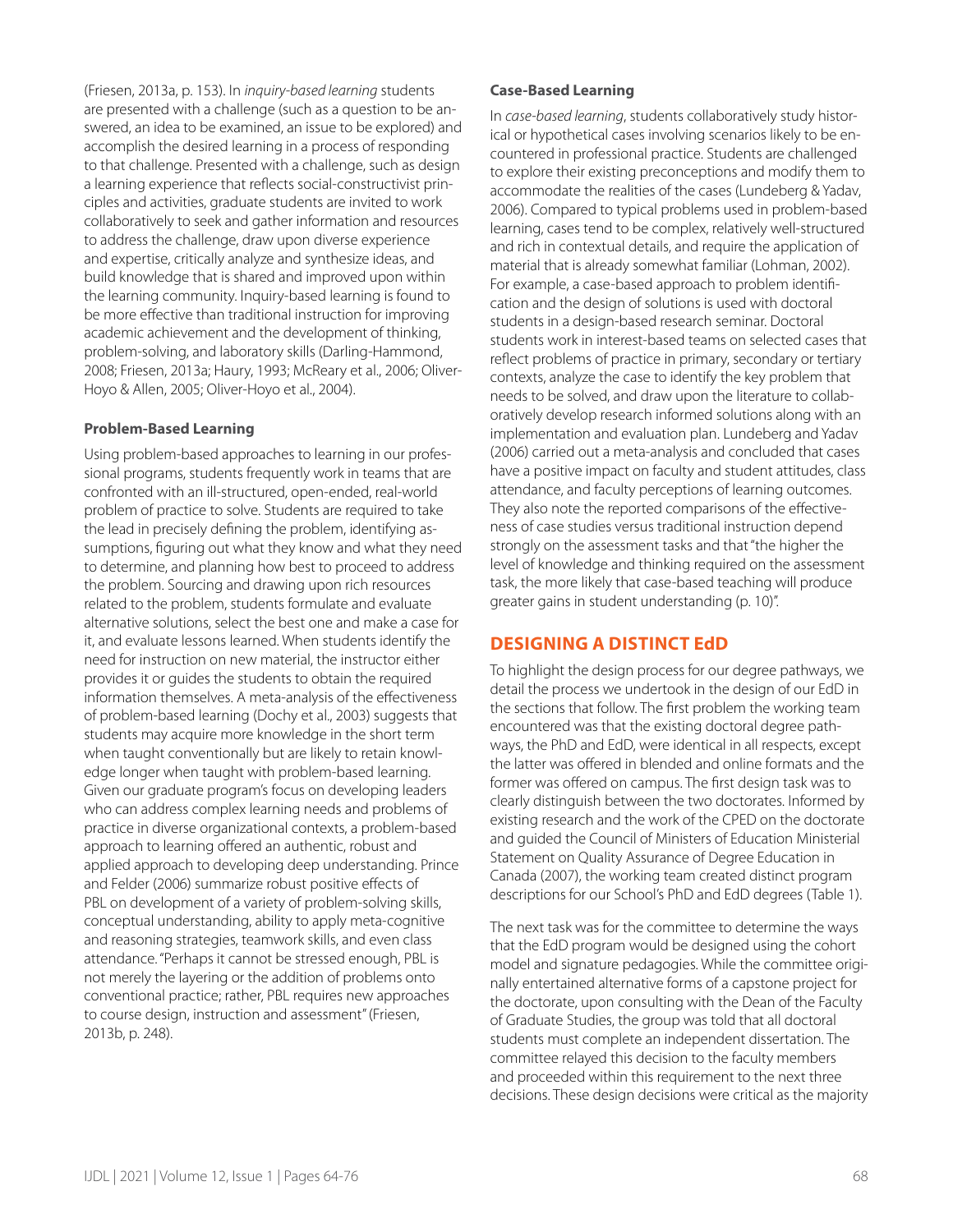(Friesen, 2013a, p. 153). In *inquiry-based learning* students are presented with a challenge (such as a question to be answered, an idea to be examined, an issue to be explored) and accomplish the desired learning in a process of responding to that challenge. Presented with a challenge, such as design a learning experience that reflects social-constructivist principles and activities, graduate students are invited to work collaboratively to seek and gather information and resources to address the challenge, draw upon diverse experience and expertise, critically analyze and synthesize ideas, and build knowledge that is shared and improved upon within the learning community. Inquiry-based learning is found to be more effective than traditional instruction for improving academic achievement and the development of thinking, problem-solving, and laboratory skills (Darling-Hammond, 2008; Friesen, 2013a; Haury, 1993; McReary et al., 2006; Oliver-Hoyo & Allen, 2005; Oliver-Hoyo et al., 2004).

**Problem-Based Learning**

Using problem-based approaches to learning in our professional programs, students frequently work in teams that are confronted with an ill-structured, open-ended, real-world problem of practice to solve. Students are required to take the lead in precisely defining the problem, identifying assumptions, figuring out what they know and what they need to determine, and planning how best to proceed to address the problem. Sourcing and drawing upon rich resources related to the problem, students formulate and evaluate alternative solutions, select the best one and make a case for it, and evaluate lessons learned. When students identify the need for instruction on new material, the instructor either provides it or guides the students to obtain the required information themselves. A meta-analysis of the effectiveness of problem-based learning (Dochy et al., 2003) suggests that students may acquire more knowledge in the short term when taught conventionally but are likely to retain knowledge longer when taught with problem-based learning. Given our graduate program's focus on developing leaders who can address complex learning needs and problems of practice in diverse organizational contexts, a problem-based approach to learning offered an authentic, robust and applied approach to developing deep understanding. Prince and Felder (2006) summarize robust positive effects of PBL on development of a variety of problem-solving skills, conceptual understanding, ability to apply meta-cognitive and reasoning strategies, teamwork skills, and even class attendance. "Perhaps it cannot be stressed enough, PBL is not merely the layering or the addition of problems onto conventional practice; rather, PBL requires new approaches to course design, instruction and assessment" (Friesen, 2013b, p. 248).

**Case-Based Learning**

In *case-based learning*, students collaboratively study historical or hypothetical cases involving scenarios likely to be encountered in professional practice. Students are challenged to explore their existing preconceptions and modify them to accommodate the realities of the cases (Lundeberg & Yadav, 2006). Compared to typical problems used in problem-based learning, cases tend to be complex, relatively well-structured and rich in contextual details, and require the application of material that is already somewhat familiar (Lohman, 2002). For example, a case-based approach to problem identification and the design of solutions is used with doctoral students in a design-based research seminar. Doctoral students work in interest-based teams on selected cases that reflect problems of practice in primary, secondary or tertiary contexts, analyze the case to identify the key problem that needs to be solved, and draw upon the literature to collaboratively develop research informed solutions along with an implementation and evaluation plan. Lundeberg and Yadav (2006) carried out a meta-analysis and concluded that cases have a positive impact on faculty and student attitudes, class attendance, and faculty perceptions of learning outcomes. They also note the reported comparisons of the effectiveness of case studies versus traditional instruction depend strongly on the assessment tasks and that "the higher the level of knowledge and thinking required on the assessment task, the more likely that case-based teaching will produce greater gains in student understanding (p. 10)".

## DESIGNING A DISTINCT EdD

To highlight the design process for our degree pathways, we detail the process we undertook in the design of our EdD in the sections that follow. The first problem the working team encountered was that the existing doctoral degree pathways, the PhD and EdD, were identical in all respects, except the latter was offered in blended and online formats and the former was offered on campus. The first design task was to clearly distinguish between the two doctorates. Informed by existing research and the work of the CPED on the doctorate and guided the Council of Ministers of Education Ministerial Statement on Quality Assurance of Degree Education in Canada (2007), the working team created distinct program descriptions for our School's PhD and EdD degrees (Table 1).

The next task was for the committee to determine the ways that the EdD program would be designed using the cohort model and signature pedagogies. While the committee originally entertained alternative forms of a capstone project for the doctorate, upon consulting with the Dean of the Faculty of Graduate Studies, the group was told that all doctoral students must complete an independent dissertation. The committee relayed this decision to the faculty members and proceeded within this requirement to the next three decisions. These design decisions were critical as the majority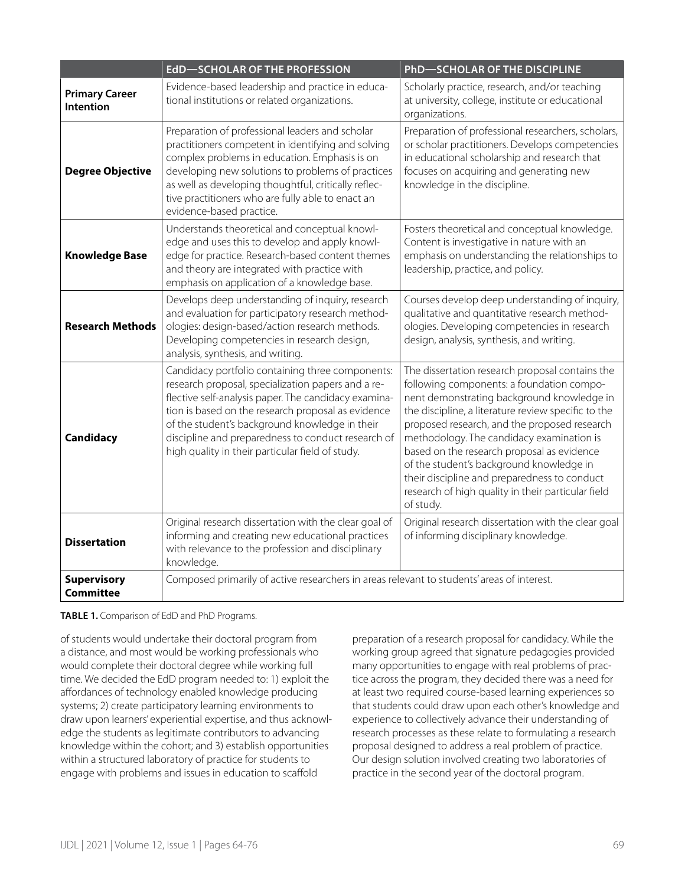| | EdD—SCHOLAR OF THE PROFESSION | PhD—SCHOLAR OF THE DISCIPLINE |
|---|---|---|
| **Primary Career Intention** | Evidence-based leadership and practice in educational institutions or related organizations. | Scholarly practice, research, and/or teaching at university, college, institute or educational organizations. |
| **Degree Objective** | Preparation of professional leaders and scholar practitioners competent in identifying and solving complex problems in education. Emphasis is on developing new solutions to problems of practices as well as developing thoughtful, critically reflective practitioners who are fully able to enact an evidence-based practice. | Preparation of professional researchers, scholars, or scholar practitioners. Develops competencies in educational scholarship and research that focuses on acquiring and generating new knowledge in the discipline. |
| **Knowledge Base** | Understands theoretical and conceptual knowledge and uses this to develop and apply knowledge for practice. Research-based content themes and theory are integrated with practice with emphasis on application of a knowledge base. | Fosters theoretical and conceptual knowledge. Content is investigative in nature with an emphasis on understanding the relationships to leadership, practice, and policy. |
| **Research Methods** | Develops deep understanding of inquiry, research and evaluation for participatory research methodologies: design-based/action research methods. Developing competencies in research design, analysis, synthesis, and writing. | Courses develop deep understanding of inquiry, qualitative and quantitative research methodologies. Developing competencies in research design, analysis, synthesis, and writing. |
| **Candidacy** | Candidacy portfolio containing three components: research proposal, specialization papers and a reflective self-analysis paper. The candidacy examination is based on the research proposal as evidence of the student's background knowledge in their discipline and preparedness to conduct research of high quality in their particular field of study. | The dissertation research proposal contains the following components: a foundation component demonstrating background knowledge in the discipline, a literature review specific to the proposed research, and the proposed research methodology. The candidacy examination is based on the research proposal as evidence of the student's background knowledge in their discipline and preparedness to conduct research of high quality in their particular field of study. |
| **Dissertation** | Original research dissertation with the clear goal of informing and creating new educational practices with relevance to the profession and disciplinary knowledge. | Original research dissertation with the clear goal of informing disciplinary knowledge. |
| **Supervisory Committee** | Composed primarily of active researchers in areas relevant to students' areas of interest. | |

**TABLE 1.** Comparison of EdD and PhD Programs.

of students would undertake their doctoral program from a distance, and most would be working professionals who would complete their doctoral degree while working full time. We decided the EdD program needed to: 1) exploit the affordances of technology enabled knowledge producing systems; 2) create participatory learning environments to draw upon learners' experiential expertise, and thus acknowledge the students as legitimate contributors to advancing knowledge within the cohort; and 3) establish opportunities within a structured laboratory of practice for students to engage with problems and issues in education to scaffold preparation of a research proposal for candidacy. While the working group agreed that signature pedagogies provided many opportunities to engage with real problems of practice across the program, they decided there was a need for at least two required course-based learning experiences so that students could draw upon each other's knowledge and experience to collectively advance their understanding of research processes as these relate to formulating a research proposal designed to address a real problem of practice. Our design solution involved creating two laboratories of practice in the second year of the doctoral program.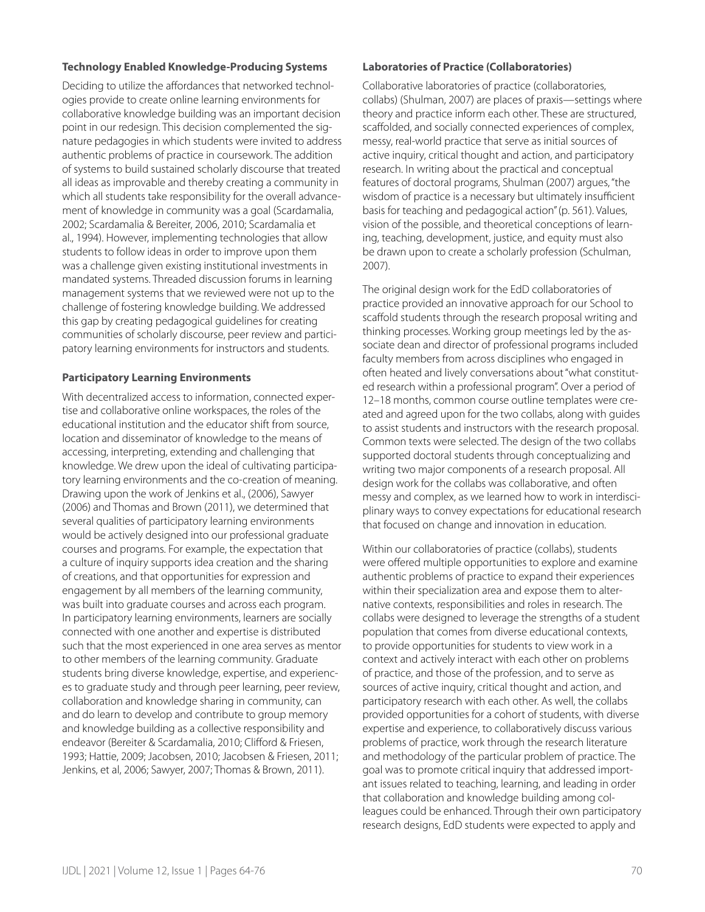### Technology Enabled Knowledge-Producing Systems

Deciding to utilize the affordances that networked technologies provide to create online learning environments for collaborative knowledge building was an important decision point in our redesign. This decision complemented the signature pedagogies in which students were invited to address authentic problems of practice in coursework. The addition of systems to build sustained scholarly discourse that treated all ideas as improvable and thereby creating a community in which all students take responsibility for the overall advancement of knowledge in community was a goal (Scardamalia, 2002; Scardamalia & Bereiter, 2006, 2010; Scardamalia et al., 1994). However, implementing technologies that allow students to follow ideas in order to improve upon them was a challenge given existing institutional investments in mandated systems. Threaded discussion forums in learning management systems that we reviewed were not up to the challenge of fostering knowledge building. We addressed this gap by creating pedagogical guidelines for creating communities of scholarly discourse, peer review and participatory learning environments for instructors and students.

### Participatory Learning Environments

With decentralized access to information, connected expertise and collaborative online workspaces, the roles of the educational institution and the educator shift from source, location and disseminator of knowledge to the means of accessing, interpreting, extending and challenging that knowledge. We drew upon the ideal of cultivating participatory learning environments and the co-creation of meaning. Drawing upon the work of Jenkins et al., (2006), Sawyer (2006) and Thomas and Brown (2011), we determined that several qualities of participatory learning environments would be actively designed into our professional graduate courses and programs. For example, the expectation that a culture of inquiry supports idea creation and the sharing of creations, and that opportunities for expression and engagement by all members of the learning community, was built into graduate courses and across each program. In participatory learning environments, learners are socially connected with one another and expertise is distributed such that the most experienced in one area serves as mentor to other members of the learning community. Graduate students bring diverse knowledge, expertise, and experiences to graduate study and through peer learning, peer review, collaboration and knowledge sharing in community, can and do learn to develop and contribute to group memory and knowledge building as a collective responsibility and endeavor (Bereiter & Scardamalia, 2010; Clifford & Friesen, 1993; Hattie, 2009; Jacobsen, 2010; Jacobsen & Friesen, 2011; Jenkins, et al, 2006; Sawyer, 2007; Thomas & Brown, 2011).

### Laboratories of Practice (Collaboratories)

Collaborative laboratories of practice (collaboratories, collabs) (Shulman, 2007) are places of praxis—settings where theory and practice inform each other. These are structured, scaffolded, and socially connected experiences of complex, messy, real-world practice that serve as initial sources of active inquiry, critical thought and action, and participatory research. In writing about the practical and conceptual features of doctoral programs, Shulman (2007) argues, "the wisdom of practice is a necessary but ultimately insufficient basis for teaching and pedagogical action" (p. 561). Values, vision of the possible, and theoretical conceptions of learning, teaching, development, justice, and equity must also be drawn upon to create a scholarly profession (Schulman, 2007).

The original design work for the EdD collaboratories of practice provided an innovative approach for our School to scaffold students through the research proposal writing and thinking processes. Working group meetings led by the associate dean and director of professional programs included faculty members from across disciplines who engaged in often heated and lively conversations about "what constituted research within a professional program". Over a period of 12–18 months, common course outline templates were created and agreed upon for the two collabs, along with guides to assist students and instructors with the research proposal. Common texts were selected. The design of the two collabs supported doctoral students through conceptualizing and writing two major components of a research proposal. All design work for the collabs was collaborative, and often messy and complex, as we learned how to work in interdisciplinary ways to convey expectations for educational research that focused on change and innovation in education.

Within our collaboratories of practice (collabs), students were offered multiple opportunities to explore and examine authentic problems of practice to expand their experiences within their specialization area and expose them to alternative contexts, responsibilities and roles in research. The collabs were designed to leverage the strengths of a student population that comes from diverse educational contexts, to provide opportunities for students to view work in a context and actively interact with each other on problems of practice, and those of the profession, and to serve as sources of active inquiry, critical thought and action, and participatory research with each other. As well, the collabs provided opportunities for a cohort of students, with diverse expertise and experience, to collaboratively discuss various problems of practice, work through the research literature and methodology of the particular problem of practice. The goal was to promote critical inquiry that addressed important issues related to teaching, learning, and leading in order that collaboration and knowledge building among colleagues could be enhanced. Through their own participatory research designs, EdD students were expected to apply and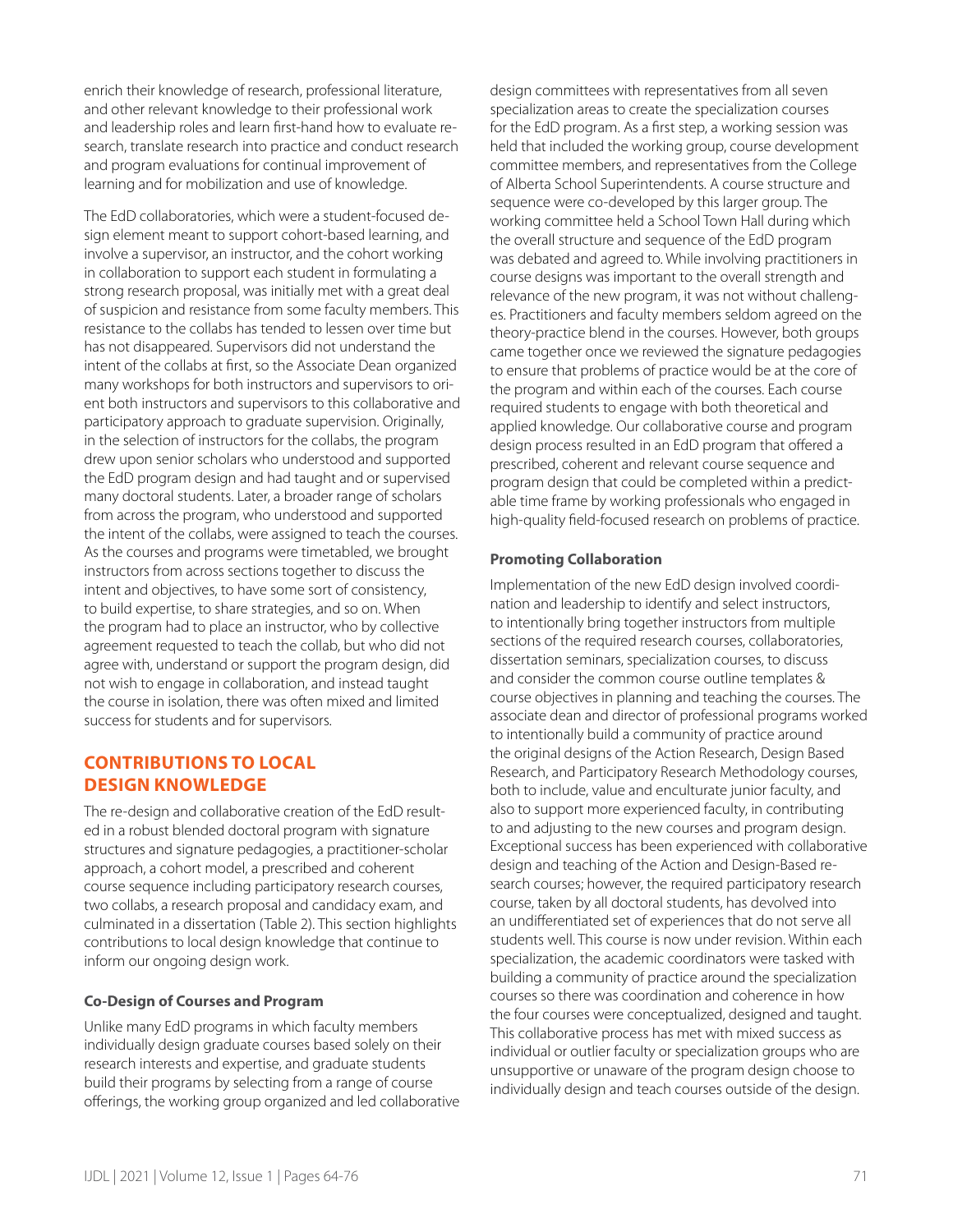enrich their knowledge of research, professional literature, and other relevant knowledge to their professional work and leadership roles and learn first-hand how to evaluate research, translate research into practice and conduct research and program evaluations for continual improvement of learning and for mobilization and use of knowledge.

The EdD collaboratories, which were a student-focused design element meant to support cohort-based learning, and involve a supervisor, an instructor, and the cohort working in collaboration to support each student in formulating a strong research proposal, was initially met with a great deal of suspicion and resistance from some faculty members. This resistance to the collabs has tended to lessen over time but has not disappeared. Supervisors did not understand the intent of the collabs at first, so the Associate Dean organized many workshops for both instructors and supervisors to orient both instructors and supervisors to this collaborative and participatory approach to graduate supervision. Originally, in the selection of instructors for the collabs, the program drew upon senior scholars who understood and supported the EdD program design and had taught and or supervised many doctoral students. Later, a broader range of scholars from across the program, who understood and supported the intent of the collabs, were assigned to teach the courses. As the courses and programs were timetabled, we brought instructors from across sections together to discuss the intent and objectives, to have some sort of consistency, to build expertise, to share strategies, and so on. When the program had to place an instructor, who by collective agreement requested to teach the collab, but who did not agree with, understand or support the program design, did not wish to engage in collaboration, and instead taught the course in isolation, there was often mixed and limited success for students and for supervisors.

## CONTRIBUTIONS TO LOCAL DESIGN KNOWLEDGE

The re-design and collaborative creation of the EdD resulted in a robust blended doctoral program with signature structures and signature pedagogies, a practitioner-scholar approach, a cohort model, a prescribed and coherent course sequence including participatory research courses, two collabs, a research proposal and candidacy exam, and culminated in a dissertation (Table 2). This section highlights contributions to local design knowledge that continue to inform our ongoing design work.

### Co-Design of Courses and Program

Unlike many EdD programs in which faculty members individually design graduate courses based solely on their research interests and expertise, and graduate students build their programs by selecting from a range of course offerings, the working group organized and led collaborative design committees with representatives from all seven specialization areas to create the specialization courses for the EdD program. As a first step, a working session was held that included the working group, course development committee members, and representatives from the College of Alberta School Superintendents. A course structure and sequence were co-developed by this larger group. The working committee held a School Town Hall during which the overall structure and sequence of the EdD program was debated and agreed to. While involving practitioners in course designs was important to the overall strength and relevance of the new program, it was not without challenges. Practitioners and faculty members seldom agreed on the theory-practice blend in the courses. However, both groups came together once we reviewed the signature pedagogies to ensure that problems of practice would be at the core of the program and within each of the courses. Each course required students to engage with both theoretical and applied knowledge. Our collaborative course and program design process resulted in an EdD program that offered a prescribed, coherent and relevant course sequence and program design that could be completed within a predictable time frame by working professionals who engaged in high-quality field-focused research on problems of practice.

### Promoting Collaboration

Implementation of the new EdD design involved coordination and leadership to identify and select instructors, to intentionally bring together instructors from multiple sections of the required research courses, collaboratories, dissertation seminars, specialization courses, to discuss and consider the common course outline templates & course objectives in planning and teaching the courses. The associate dean and director of professional programs worked to intentionally build a community of practice around the original designs of the Action Research, Design Based Research, and Participatory Research Methodology courses, both to include, value and enculturate junior faculty, and also to support more experienced faculty, in contributing to and adjusting to the new courses and program design. Exceptional success has been experienced with collaborative design and teaching of the Action and Design-Based research courses; however, the required participatory research course, taken by all doctoral students, has devolved into an undifferentiated set of experiences that do not serve all students well. This course is now under revision. Within each specialization, the academic coordinators were tasked with building a community of practice around the specialization courses so there was coordination and coherence in how the four courses were conceptualized, designed and taught. This collaborative process has met with mixed success as individual or outlier faculty or specialization groups who are unsupportive or unaware of the program design choose to individually design and teach courses outside of the design.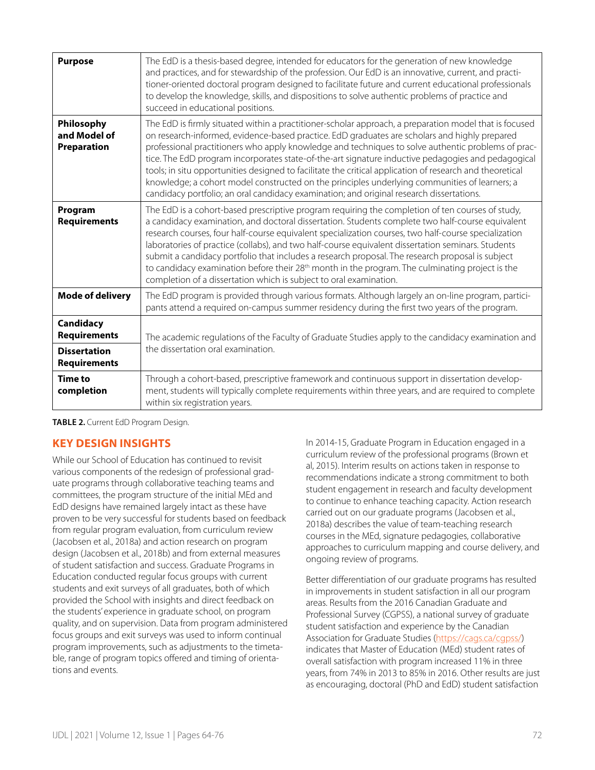| Purpose | The EdD is a thesis-based degree, intended for educators for the generation of new knowledge and practices, and for stewardship of the profession. Our EdD is an innovative, current, and practitioner-oriented doctoral program designed to facilitate future and current educational professionals to develop the knowledge, skills, and dispositions to solve authentic problems of practice and succeed in educational positions. |
|---|---|
| Philosophy and Model of Preparation | The EdD is firmly situated within a practitioner-scholar approach, a preparation model that is focused on research-informed, evidence-based practice. EdD graduates are scholars and highly prepared professional practitioners who apply knowledge and techniques to solve authentic problems of practice. The EdD program incorporates state-of-the-art signature inductive pedagogies and pedagogical tools; in situ opportunities designed to facilitate the critical application of research and theoretical knowledge; a cohort model constructed on the principles underlying communities of learners; a candidacy portfolio; an oral candidacy examination; and original research dissertations. |
| Program Requirements | The EdD is a cohort-based prescriptive program requiring the completion of ten courses of study, a candidacy examination, and doctoral dissertation. Students complete two half-course equivalent research courses, four half-course equivalent specialization courses, two half-course specialization laboratories of practice (collabs), and two half-course equivalent dissertation seminars. Students submit a candidacy portfolio that includes a research proposal. The research proposal is subject to candidacy examination before their 28th month in the program. The culminating project is the completion of a dissertation which is subject to oral examination. |
| Mode of delivery | The EdD program is provided through various formats. Although largely an on-line program, participants attend a required on-campus summer residency during the first two years of the program. |
| Candidacy Requirements | The academic regulations of the Faculty of Graduate Studies apply to the candidacy examination and the dissertation oral examination. |
| Dissertation Requirements | |
| Time to completion | Through a cohort-based, prescriptive framework and continuous support in dissertation development, students will typically complete requirements within three years, and are required to complete within six registration years. |

**TABLE 2.** Current EdD Program Design.

## KEY DESIGN INSIGHTS

While our School of Education has continued to revisit various components of the redesign of professional graduate programs through collaborative teaching teams and committees, the program structure of the initial MEd and EdD designs have remained largely intact as these have proven to be very successful for students based on feedback from regular program evaluation, from curriculum review (Jacobsen et al., 2018a) and action research on program design (Jacobsen et al., 2018b) and from external measures of student satisfaction and success. Graduate Programs in Education conducted regular focus groups with current students and exit surveys of all graduates, both of which provided the School with insights and direct feedback on the students' experience in graduate school, on program quality, and on supervision. Data from program administered focus groups and exit surveys was used to inform continual program improvements, such as adjustments to the timetable, range of program topics offered and timing of orientations and events.

In 2014-15, Graduate Program in Education engaged in a curriculum review of the professional programs (Brown et al, 2015). Interim results on actions taken in response to recommendations indicate a strong commitment to both student engagement in research and faculty development to continue to enhance teaching capacity. Action research carried out on our graduate programs (Jacobsen et al., 2018a) describes the value of team-teaching research courses in the MEd, signature pedagogies, collaborative approaches to curriculum mapping and course delivery, and ongoing review of programs.

Better differentiation of our graduate programs has resulted in improvements in student satisfaction in all our program areas. Results from the 2016 Canadian Graduate and Professional Survey (CGPSS), a national survey of graduate student satisfaction and experience by the Canadian Association for Graduate Studies (https://cags.ca/cgpss/) indicates that Master of Education (MEd) student rates of overall satisfaction with program increased 11% in three years, from 74% in 2013 to 85% in 2016. Other results are just as encouraging, doctoral (PhD and EdD) student satisfaction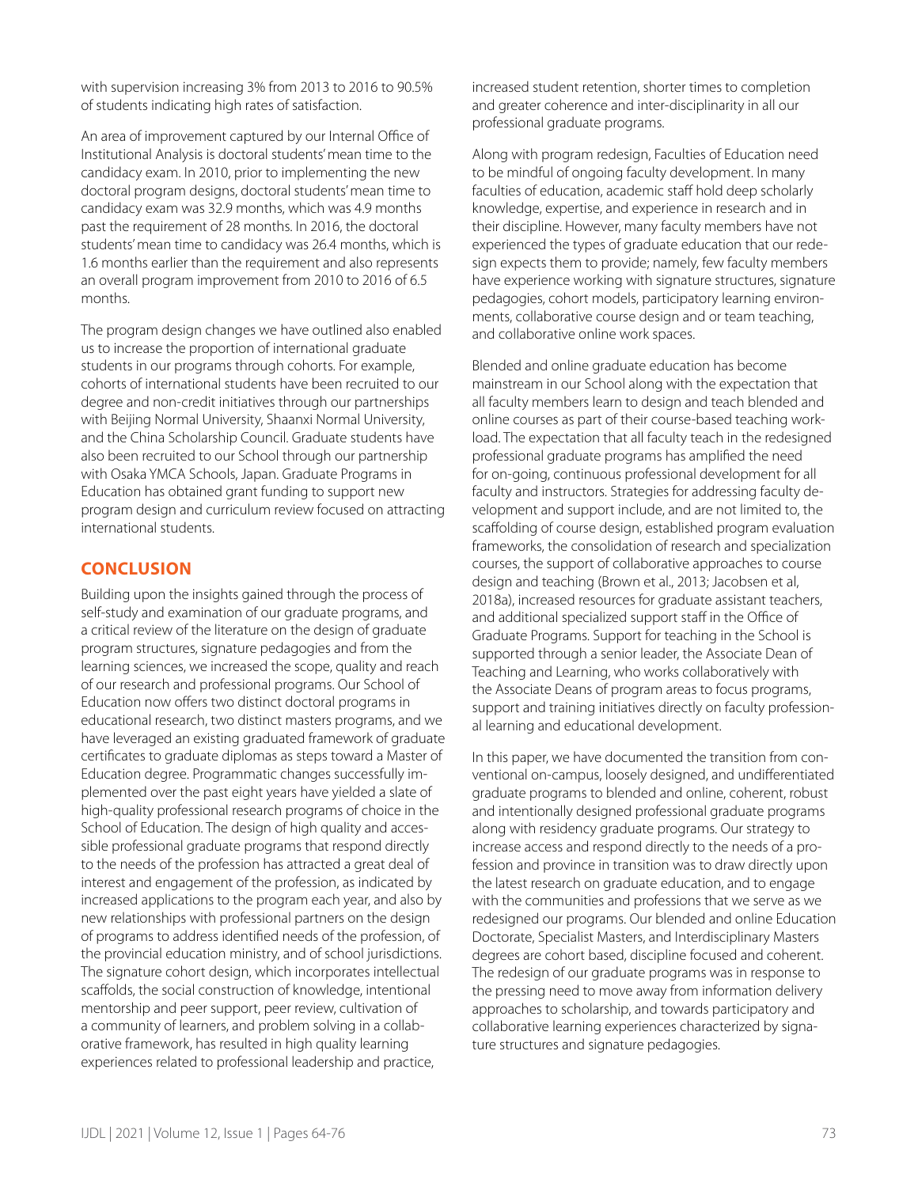with supervision increasing 3% from 2013 to 2016 to 90.5% of students indicating high rates of satisfaction.

An area of improvement captured by our Internal Office of Institutional Analysis is doctoral students' mean time to the candidacy exam. In 2010, prior to implementing the new doctoral program designs, doctoral students' mean time to candidacy exam was 32.9 months, which was 4.9 months past the requirement of 28 months. In 2016, the doctoral students' mean time to candidacy was 26.4 months, which is 1.6 months earlier than the requirement and also represents an overall program improvement from 2010 to 2016 of 6.5 months.

The program design changes we have outlined also enabled us to increase the proportion of international graduate students in our programs through cohorts. For example, cohorts of international students have been recruited to our degree and non-credit initiatives through our partnerships with Beijing Normal University, Shaanxi Normal University, and the China Scholarship Council. Graduate students have also been recruited to our School through our partnership with Osaka YMCA Schools, Japan. Graduate Programs in Education has obtained grant funding to support new program design and curriculum review focused on attracting international students.

## CONCLUSION

Building upon the insights gained through the process of self-study and examination of our graduate programs, and a critical review of the literature on the design of graduate program structures, signature pedagogies and from the learning sciences, we increased the scope, quality and reach of our research and professional programs. Our School of Education now offers two distinct doctoral programs in educational research, two distinct masters programs, and we have leveraged an existing graduated framework of graduate certificates to graduate diplomas as steps toward a Master of Education degree. Programmatic changes successfully implemented over the past eight years have yielded a slate of high-quality professional research programs of choice in the School of Education. The design of high quality and accessible professional graduate programs that respond directly to the needs of the profession has attracted a great deal of interest and engagement of the profession, as indicated by increased applications to the program each year, and also by new relationships with professional partners on the design of programs to address identified needs of the profession, of the provincial education ministry, and of school jurisdictions. The signature cohort design, which incorporates intellectual scaffolds, the social construction of knowledge, intentional mentorship and peer support, peer review, cultivation of a community of learners, and problem solving in a collaborative framework, has resulted in high quality learning experiences related to professional leadership and practice, increased student retention, shorter times to completion and greater coherence and inter-disciplinarity in all our professional graduate programs.

Along with program redesign, Faculties of Education need to be mindful of ongoing faculty development. In many faculties of education, academic staff hold deep scholarly knowledge, expertise, and experience in research and in their discipline. However, many faculty members have not experienced the types of graduate education that our redesign expects them to provide; namely, few faculty members have experience working with signature structures, signature pedagogies, cohort models, participatory learning environments, collaborative course design and or team teaching, and collaborative online work spaces.

Blended and online graduate education has become mainstream in our School along with the expectation that all faculty members learn to design and teach blended and online courses as part of their course-based teaching workload. The expectation that all faculty teach in the redesigned professional graduate programs has amplified the need for on-going, continuous professional development for all faculty and instructors. Strategies for addressing faculty development and support include, and are not limited to, the scaffolding of course design, established program evaluation frameworks, the consolidation of research and specialization courses, the support of collaborative approaches to course design and teaching (Brown et al., 2013; Jacobsen et al, 2018a), increased resources for graduate assistant teachers, and additional specialized support staff in the Office of Graduate Programs. Support for teaching in the School is supported through a senior leader, the Associate Dean of Teaching and Learning, who works collaboratively with the Associate Deans of program areas to focus programs, support and training initiatives directly on faculty professional learning and educational development.

In this paper, we have documented the transition from conventional on-campus, loosely designed, and undifferentiated graduate programs to blended and online, coherent, robust and intentionally designed professional graduate programs along with residency graduate programs. Our strategy to increase access and respond directly to the needs of a profession and province in transition was to draw directly upon the latest research on graduate education, and to engage with the communities and professions that we serve as we redesigned our programs. Our blended and online Education Doctorate, Specialist Masters, and Interdisciplinary Masters degrees are cohort based, discipline focused and coherent. The redesign of our graduate programs was in response to the pressing need to move away from information delivery approaches to scholarship, and towards participatory and collaborative learning experiences characterized by signature structures and signature pedagogies.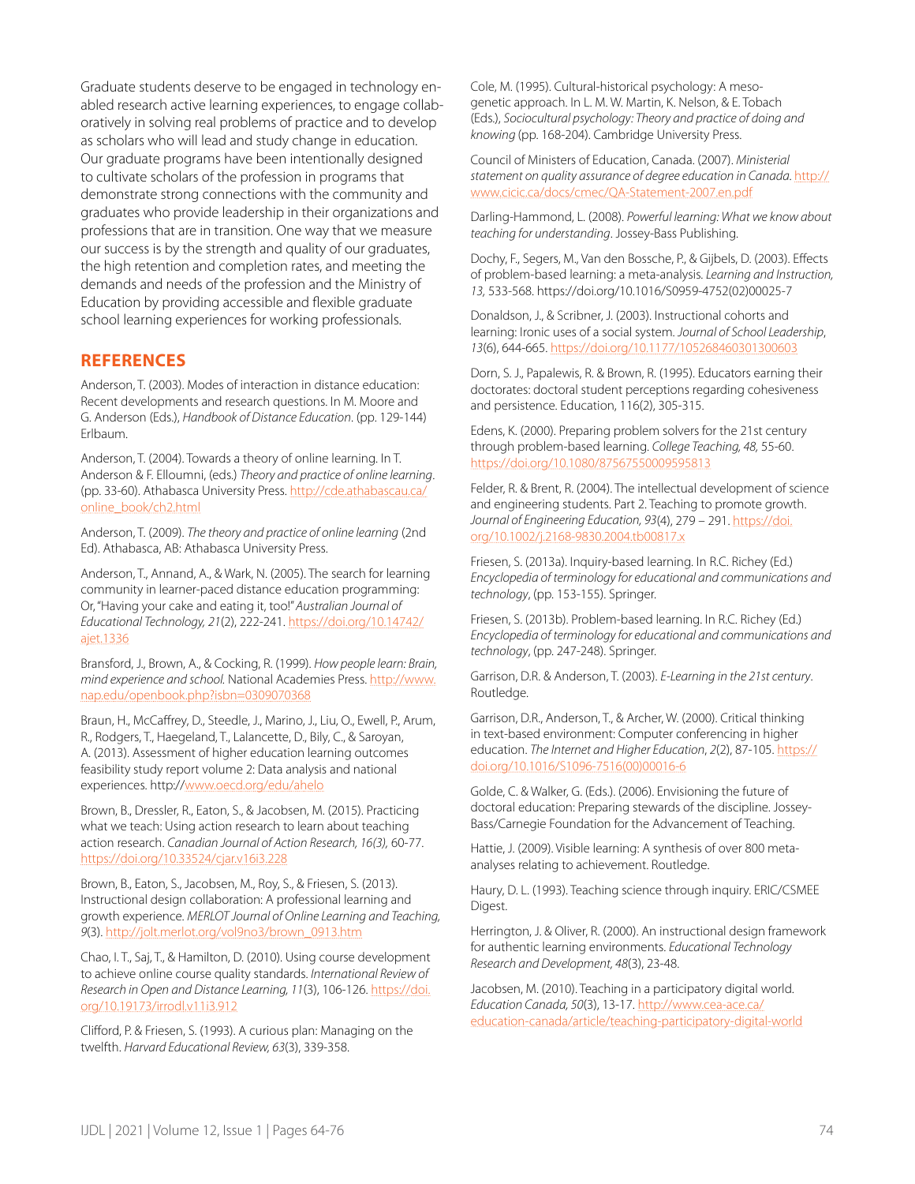Graduate students deserve to be engaged in technology enabled research active learning experiences, to engage collaboratively in solving real problems of practice and to develop as scholars who will lead and study change in education. Our graduate programs have been intentionally designed to cultivate scholars of the profession in programs that demonstrate strong connections with the community and graduates who provide leadership in their organizations and professions that are in transition. One way that we measure our success is by the strength and quality of our graduates, the high retention and completion rates, and meeting the demands and needs of the profession and the Ministry of Education by providing accessible and flexible graduate school learning experiences for working professionals.

## REFERENCES

Anderson, T. (2003). Modes of interaction in distance education: Recent developments and research questions. In M. Moore and G. Anderson (Eds.), *Handbook of Distance Education*. (pp. 129-144) Erlbaum.

Anderson, T. (2004). Towards a theory of online learning. In T. Anderson & F. Elloumni, (eds.) *Theory and practice of online learning*. (pp. 33-60). Athabasca University Press. http://cde.athabascau.ca/online_book/ch2.html

Anderson, T. (2009). *The theory and practice of online learning* (2nd Ed). Athabasca, AB: Athabasca University Press.

Anderson, T., Annand, A., & Wark, N. (2005). The search for learning community in learner-paced distance education programming: Or, "Having your cake and eating it, too!" *Australian Journal of Educational Technology, 21*(2), 222-241. https://doi.org/10.14742/ajet.1336

Bransford, J., Brown, A., & Cocking, R. (1999). *How people learn: Brain, mind experience and school.* National Academies Press. http://www.nap.edu/openbook.php?isbn=0309070368

Braun, H., McCaffrey, D., Steedle, J., Marino, J., Liu, O., Ewell, P., Arum, R., Rodgers, T., Haegeland, T., Lalancette, D., Bily, C., & Saroyan, A. (2013). Assessment of higher education learning outcomes feasibility study report volume 2: Data analysis and national experiences. http://www.oecd.org/edu/ahelo

Brown, B., Dressler, R., Eaton, S., & Jacobsen, M. (2015). Practicing what we teach: Using action research to learn about teaching action research. *Canadian Journal of Action Research, 16(3),* 60-77. https://doi.org/10.33524/cjar.v16i3.228

Brown, B., Eaton, S., Jacobsen, M., Roy, S., & Friesen, S. (2013). Instructional design collaboration: A professional learning and growth experience. *MERLOT Journal of Online Learning and Teaching, 9*(3). http://jolt.merlot.org/vol9no3/brown_0913.htm

Chao, I. T., Saj, T., & Hamilton, D. (2010). Using course development to achieve online course quality standards. *International Review of Research in Open and Distance Learning, 11*(3), 106-126. https://doi.org/10.19173/irrodl.v11i3.912

Clifford, P. & Friesen, S. (1993). A curious plan: Managing on the twelfth. *Harvard Educational Review, 63*(3), 339-358.

Cole, M. (1995). Cultural-historical psychology: A meso-genetic approach. In L. M. W. Martin, K. Nelson, & E. Tobach (Eds.), *Sociocultural psychology: Theory and practice of doing and knowing* (pp. 168-204). Cambridge University Press.

Council of Ministers of Education, Canada. (2007). *Ministerial statement on quality assurance of degree education in Canada.* http://www.cicic.ca/docs/cmec/QA-Statement-2007.en.pdf

Darling-Hammond, L. (2008). *Powerful learning: What we know about teaching for understanding*. Jossey-Bass Publishing.

Dochy, F., Segers, M., Van den Bossche, P., & Gijbels, D. (2003). Effects of problem-based learning: a meta-analysis. *Learning and Instruction, 13,* 533-568. https://doi.org/10.1016/S0959-4752(02)00025-7

Donaldson, J., & Scribner, J. (2003). Instructional cohorts and learning: Ironic uses of a social system. *Journal of School Leadership*, *13*(6), 644-665. https://doi.org/10.1177/105268460301300603

Dorn, S. J., Papalewis, R. & Brown, R. (1995). Educators earning their doctorates: doctoral student perceptions regarding cohesiveness and persistence. Education, 116(2), 305-315.

Edens, K. (2000). Preparing problem solvers for the 21st century through problem-based learning. *College Teaching, 48,* 55-60. https://doi.org/10.1080/87567550009595813

Felder, R. & Brent, R. (2004). The intellectual development of science and engineering students. Part 2. Teaching to promote growth. *Journal of Engineering Education, 93*(4), 279 – 291. https://doi.org/10.1002/j.2168-9830.2004.tb00817.x

Friesen, S. (2013a). Inquiry-based learning. In R.C. Richey (Ed.) *Encyclopedia of terminology for educational and communications and technology*, (pp. 153-155). Springer.

Friesen, S. (2013b). Problem-based learning. In R.C. Richey (Ed.) *Encyclopedia of terminology for educational and communications and technology*, (pp. 247-248). Springer.

Garrison, D.R. & Anderson, T. (2003). *E-Learning in the 21st century*. Routledge.

Garrison, D.R., Anderson, T., & Archer, W. (2000). Critical thinking in text-based environment: Computer conferencing in higher education. *The Internet and Higher Education*, *2*(2), 87-105. https://doi.org/10.1016/S1096-7516(00)00016-6

Golde, C. & Walker, G. (Eds.). (2006). Envisioning the future of doctoral education: Preparing stewards of the discipline. Jossey-Bass/Carnegie Foundation for the Advancement of Teaching.

Hattie, J. (2009). Visible learning: A synthesis of over 800 meta-analyses relating to achievement. Routledge.

Haury, D. L. (1993). Teaching science through inquiry. ERIC/CSMEE Digest.

Herrington, J. & Oliver, R. (2000). An instructional design framework for authentic learning environments. *Educational Technology Research and Development, 48*(3), 23-48.

Jacobsen, M. (2010). Teaching in a participatory digital world. *Education Canada, 50*(3), 13-17. http://www.cea-ace.ca/education-canada/article/teaching-participatory-digital-world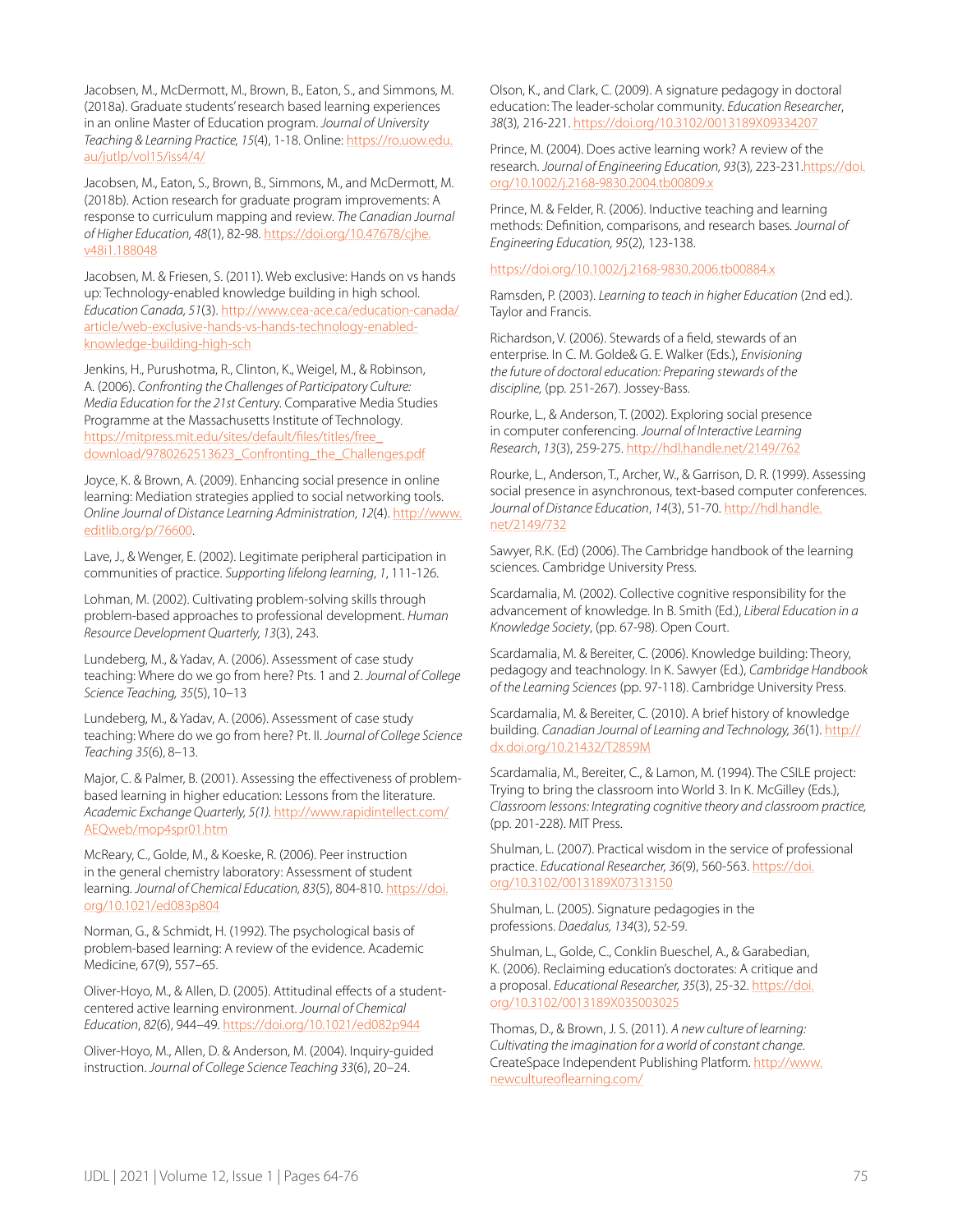Jacobsen, M., McDermott, M., Brown, B., Eaton, S., and Simmons, M. (2018a). Graduate students' research based learning experiences in an online Master of Education program. *Journal of University Teaching & Learning Practice, 15*(4), 1-18. Online: https://ro.uow.edu.au/jutlp/vol15/iss4/4/

Jacobsen, M., Eaton, S., Brown, B., Simmons, M., and McDermott, M. (2018b). Action research for graduate program improvements: A response to curriculum mapping and review. *The Canadian Journal of Higher Education, 48*(1), 82-98. https://doi.org/10.47678/cjhe.v48i1.188048

Jacobsen, M. & Friesen, S. (2011). Web exclusive: Hands on vs hands up: Technology-enabled knowledge building in high school. *Education Canada, 51*(3). http://www.cea-ace.ca/education-canada/article/web-exclusive-hands-vs-hands-technology-enabled-knowledge-building-high-sch

Jenkins, H., Purushotma, R., Clinton, K., Weigel, M., & Robinson, A. (2006). *Confronting the Challenges of Participatory Culture: Media Education for the 21st Century*. Comparative Media Studies Programme at the Massachusetts Institute of Technology. https://mitpress.mit.edu/sites/default/files/titles/free_download/9780262513623_Confronting_the_Challenges.pdf

Joyce, K. & Brown, A. (2009). Enhancing social presence in online learning: Mediation strategies applied to social networking tools. *Online Journal of Distance Learning Administration, 12*(4). http://www.editlib.org/p/76600.

Lave, J., & Wenger, E. (2002). Legitimate peripheral participation in communities of practice. *Supporting lifelong learning*, *1*, 111-126.

Lohman, M. (2002). Cultivating problem-solving skills through problem-based approaches to professional development. *Human Resource Development Quarterly, 13*(3), 243.

Lundeberg, M., & Yadav, A. (2006). Assessment of case study teaching: Where do we go from here? Pts. 1 and 2. *Journal of College Science Teaching, 35*(5), 10–13

Lundeberg, M., & Yadav, A. (2006). Assessment of case study teaching: Where do we go from here? Pt. II. *Journal of College Science Teaching 35*(6), 8–13.

Major, C. & Palmer, B. (2001). Assessing the effectiveness of problem-based learning in higher education: Lessons from the literature. *Academic Exchange Quarterly, 5(1).* http://www.rapidintellect.com/AEQweb/mop4spr01.htm

McReary, C., Golde, M., & Koeske, R. (2006). Peer instruction in the general chemistry laboratory: Assessment of student learning. *Journal of Chemical Education, 83*(5), 804-810. https://doi.org/10.1021/ed083p804

Norman, G., & Schmidt, H. (1992). The psychological basis of problem-based learning: A review of the evidence. Academic Medicine, 67(9), 557–65.

Oliver-Hoyo, M., & Allen, D. (2005). Attitudinal effects of a student-centered active learning environment. *Journal of Chemical Education*, *82*(6), 944–49. https://doi.org/10.1021/ed082p944

Oliver-Hoyo, M., Allen, D. & Anderson, M. (2004). Inquiry-guided instruction. *Journal of College Science Teaching 33*(6), 20–24.

Olson, K., and Clark, C. (2009). A signature pedagogy in doctoral education: The leader-scholar community. *Education Researcher*, *38*(3)*,* 216-221. https://doi.org/10.3102/0013189X09334207

Prince, M. (2004). Does active learning work? A review of the research. *Journal of Engineering Education, 93*(3)*,* 223-231.https://doi.org/10.1002/j.2168-9830.2004.tb00809.x

Prince, M. & Felder, R. (2006). Inductive teaching and learning methods: Definition, comparisons, and research bases. *Journal of Engineering Education, 95*(2), 123-138.

https://doi.org/10.1002/j.2168-9830.2006.tb00884.x

Ramsden, P. (2003). *Learning to teach in higher Education* (2nd ed.). Taylor and Francis.

Richardson, V. (2006). Stewards of a field, stewards of an enterprise. In C. M. Golde& G. E. Walker (Eds.), *Envisioning the future of doctoral education: Preparing stewards of the discipline,* (pp. 251-267). Jossey-Bass.

Rourke, L., & Anderson, T. (2002). Exploring social presence in computer conferencing. *Journal of Interactive Learning Research*, *13*(3), 259-275. http://hdl.handle.net/2149/762

Rourke, L., Anderson, T., Archer, W., & Garrison, D. R. (1999). Assessing social presence in asynchronous, text-based computer conferences. *Journal of Distance Education*, *14*(3), 51-70. http://hdl.handle.net/2149/732

Sawyer, R.K. (Ed) (2006). The Cambridge handbook of the learning sciences. Cambridge University Press.

Scardamalia, M. (2002). Collective cognitive responsibility for the advancement of knowledge. In B. Smith (Ed.), *Liberal Education in a Knowledge Society*, (pp. 67-98). Open Court.

Scardamalia, M. & Bereiter, C. (2006). Knowledge building: Theory, pedagogy and teachnology. In K. Sawyer (Ed.), *Cambridge Handbook of the Learning Sciences* (pp. 97-118). Cambridge University Press.

Scardamalia, M. & Bereiter, C. (2010). A brief history of knowledge building. *Canadian Journal of Learning and Technology, 36*(1). http://dx.doi.org/10.21432/T2859M

Scardamalia, M., Bereiter, C., & Lamon, M. (1994). The CSILE project: Trying to bring the classroom into World 3. In K. McGilley (Eds.), *Classroom lessons: Integrating cognitive theory and classroom practice,* (pp. 201-228). MIT Press.

Shulman, L. (2007). Practical wisdom in the service of professional practice. *Educational Researcher, 36*(9), 560-563. https://doi.org/10.3102/0013189X07313150

Shulman, L. (2005). Signature pedagogies in the professions. *Daedalus, 134*(3), 52-59.

Shulman, L., Golde, C., Conklin Bueschel, A., & Garabedian, K. (2006). Reclaiming education's doctorates: A critique and a proposal. *Educational Researcher, 35*(3), 25-32. https://doi.org/10.3102/0013189X035003025

Thomas, D., & Brown, J. S. (2011). *A new culture of learning: Cultivating the imagination for a world of constant change*. CreateSpace Independent Publishing Platform. http://www.newcultureoflearning.com/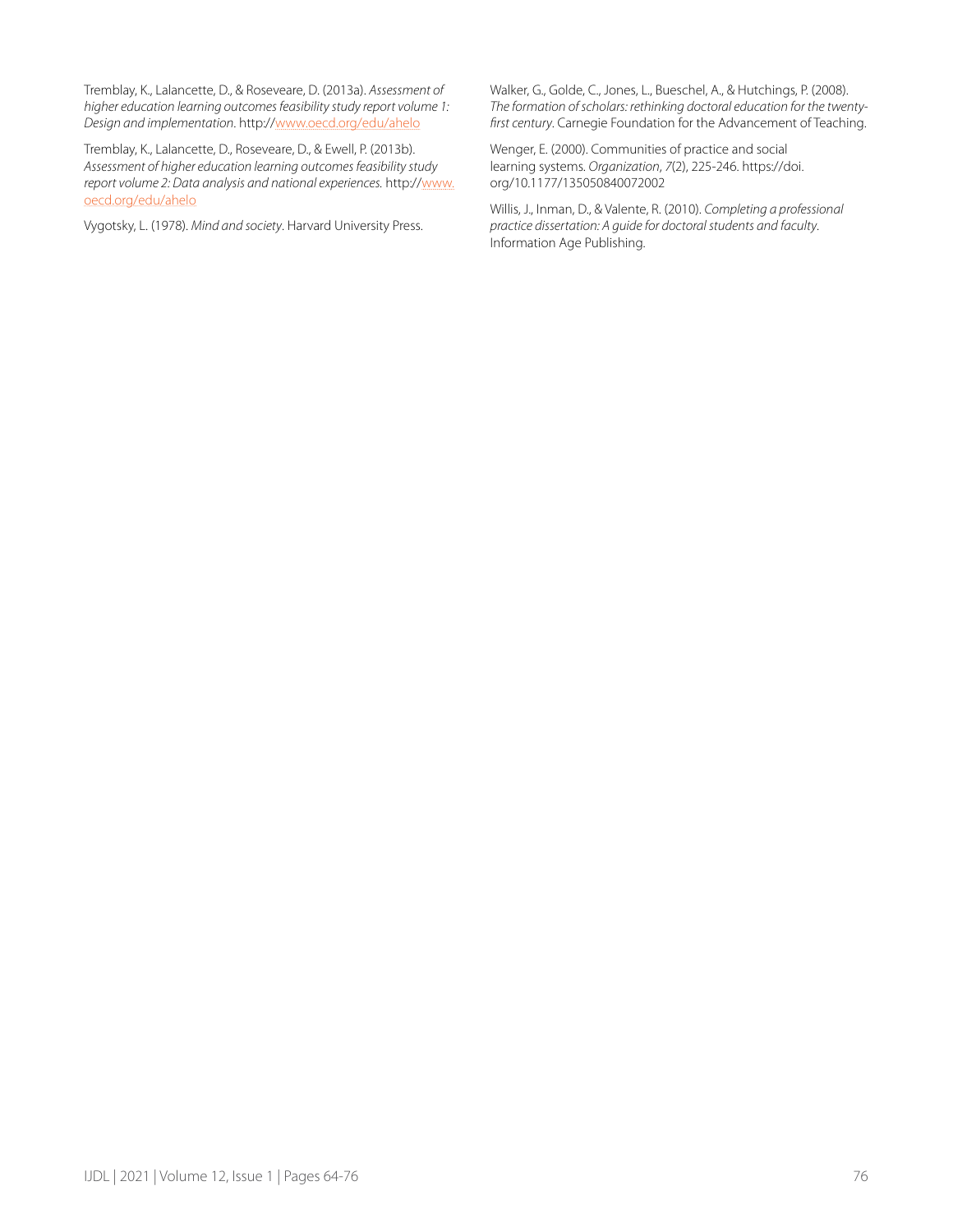Tremblay, K., Lalancette, D., & Roseveare, D. (2013a). *Assessment of higher education learning outcomes feasibility study report volume 1: Design and implementation*. http://www.oecd.org/edu/ahelo

Tremblay, K., Lalancette, D., Roseveare, D., & Ewell, P. (2013b). *Assessment of higher education learning outcomes feasibility study report volume 2: Data analysis and national experiences.* http://www.oecd.org/edu/ahelo

Vygotsky, L. (1978). *Mind and society*. Harvard University Press.

Walker, G., Golde, C., Jones, L., Bueschel, A., & Hutchings, P. (2008). *The formation of scholars: rethinking doctoral education for the twenty-first century*. Carnegie Foundation for the Advancement of Teaching.

Wenger, E. (2000). Communities of practice and social learning systems. *Organization*, *7*(2), 225-246. https://doi.org/10.1177/135050840072002

Willis, J., Inman, D., & Valente, R. (2010). *Completing a professional practice dissertation: A guide for doctoral students and faculty*. Information Age Publishing.